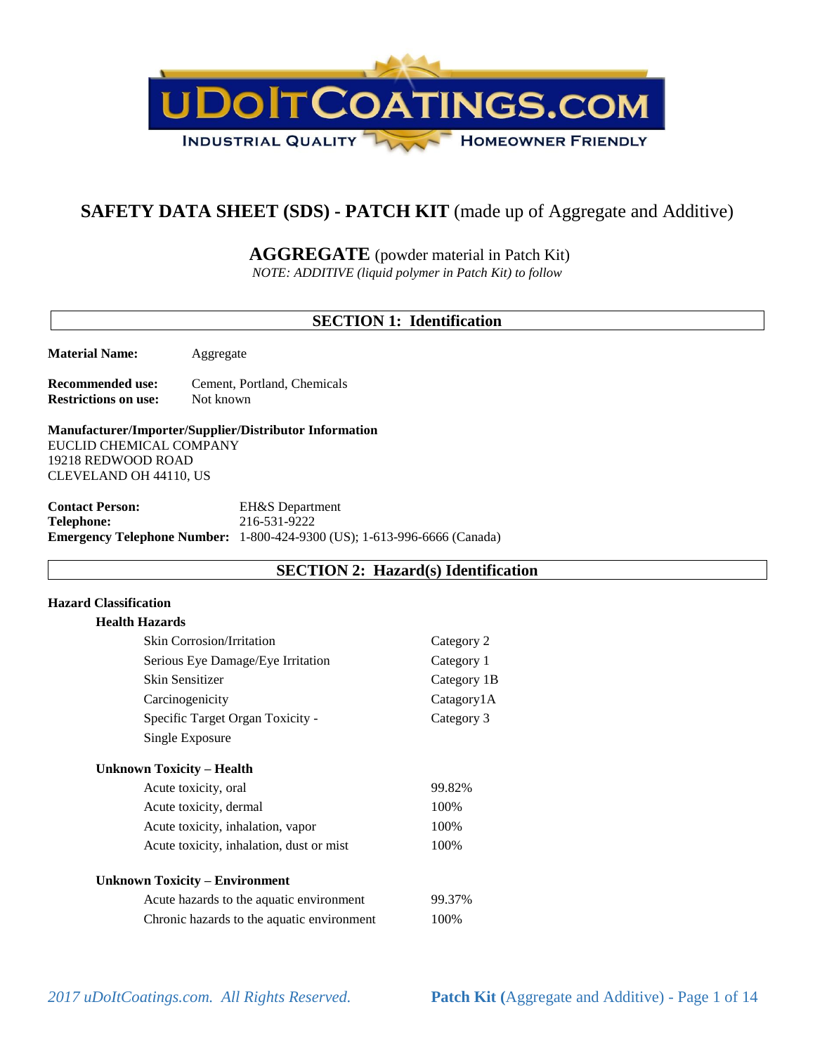# SAFETY DATA SHEET (SDS) - PATCH KIT (made up of Aggregate and Additive)

## AGGREGATE (powder material in Patch Kit)

*NOTE: ADDITIVE (liquid polymer in Patch Kit) to follow*

## SECTION 1: Identification

**Material Name:** Aggregate

**Recommended use:** Cement, Portland, Chemicals
**Restrictions on use:** Not known

**Manufacturer/Importer/Supplier/Distributor Information**
EUCLID CHEMICAL COMPANY
19218 REDWOOD ROAD
CLEVELAND OH 44110, US

**Contact Person:** EH&S Department
**Telephone:** 216-531-9222
**Emergency Telephone Number:** 1-800-424-9300 (US); 1-613-996-6666 (Canada)

## SECTION 2: Hazard(s) Identification

**Hazard Classification**

**Health Hazards**

| | |
|---|---|
| Skin Corrosion/Irritation | Category 2 |
| Serious Eye Damage/Eye Irritation | Category 1 |
| Skin Sensitizer | Category 1B |
| Carcinogenicity | Catagory1A |
| Specific Target Organ Toxicity - Single Exposure | Category 3 |

**Unknown Toxicity – Health**

| | |
|---|---|
| Acute toxicity, oral | 99.82% |
| Acute toxicity, dermal | 100% |
| Acute toxicity, inhalation, vapor | 100% |
| Acute toxicity, inhalation, dust or mist | 100% |

**Unknown Toxicity – Environment**

| | |
|---|---|
| Acute hazards to the aquatic environment | 99.37% |
| Chronic hazards to the aquatic environment | 100% |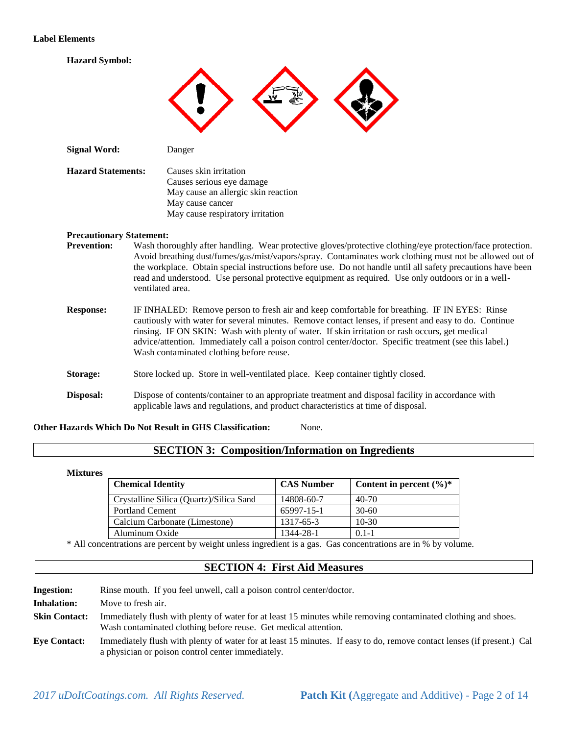**Label Elements**

**Hazard Symbol:**

**Signal Word:** Danger

**Hazard Statements:**
Causes skin irritation
Causes serious eye damage
May cause an allergic skin reaction
May cause cancer
May cause respiratory irritation

**Precautionary Statement:**

**Prevention:** Wash thoroughly after handling. Wear protective gloves/protective clothing/eye protection/face protection. Avoid breathing dust/fumes/gas/mist/vapors/spray. Contaminates work clothing must not be allowed out of the workplace. Obtain special instructions before use. Do not handle until all safety precautions have been read and understood. Use personal protective equipment as required. Use only outdoors or in a well-ventilated area.

**Response:** IF INHALED: Remove person to fresh air and keep comfortable for breathing. IF IN EYES: Rinse cautiously with water for several minutes. Remove contact lenses, if present and easy to do. Continue rinsing. IF ON SKIN: Wash with plenty of water. If skin irritation or rash occurs, get medical advice/attention. Immediately call a poison control center/doctor. Specific treatment (see this label.) Wash contaminated clothing before reuse.

**Storage:** Store locked up. Store in well-ventilated place. Keep container tightly closed.

**Disposal:** Dispose of contents/container to an appropriate treatment and disposal facility in accordance with applicable laws and regulations, and product characteristics at time of disposal.

**Other Hazards Which Do Not Result in GHS Classification:** None.

## SECTION 3: Composition/Information on Ingredients

**Mixtures**

| Chemical Identity | CAS Number | Content in percent (%)* |
|---|---|---|
| Crystalline Silica (Quartz)/Silica Sand | 14808-60-7 | 40-70 |
| Portland Cement | 65997-15-1 | 30-60 |
| Calcium Carbonate (Limestone) | 1317-65-3 | 10-30 |
| Aluminum Oxide | 1344-28-1 | 0.1-1 |

* All concentrations are percent by weight unless ingredient is a gas. Gas concentrations are in % by volume.

## SECTION 4: First Aid Measures

**Ingestion:** Rinse mouth. If you feel unwell, call a poison control center/doctor.

**Inhalation:** Move to fresh air.

**Skin Contact:** Immediately flush with plenty of water for at least 15 minutes while removing contaminated clothing and shoes. Wash contaminated clothing before reuse. Get medical attention.

**Eye Contact:** Immediately flush with plenty of water for at least 15 minutes. If easy to do, remove contact lenses (if present.) Cal a physician or poison control center immediately.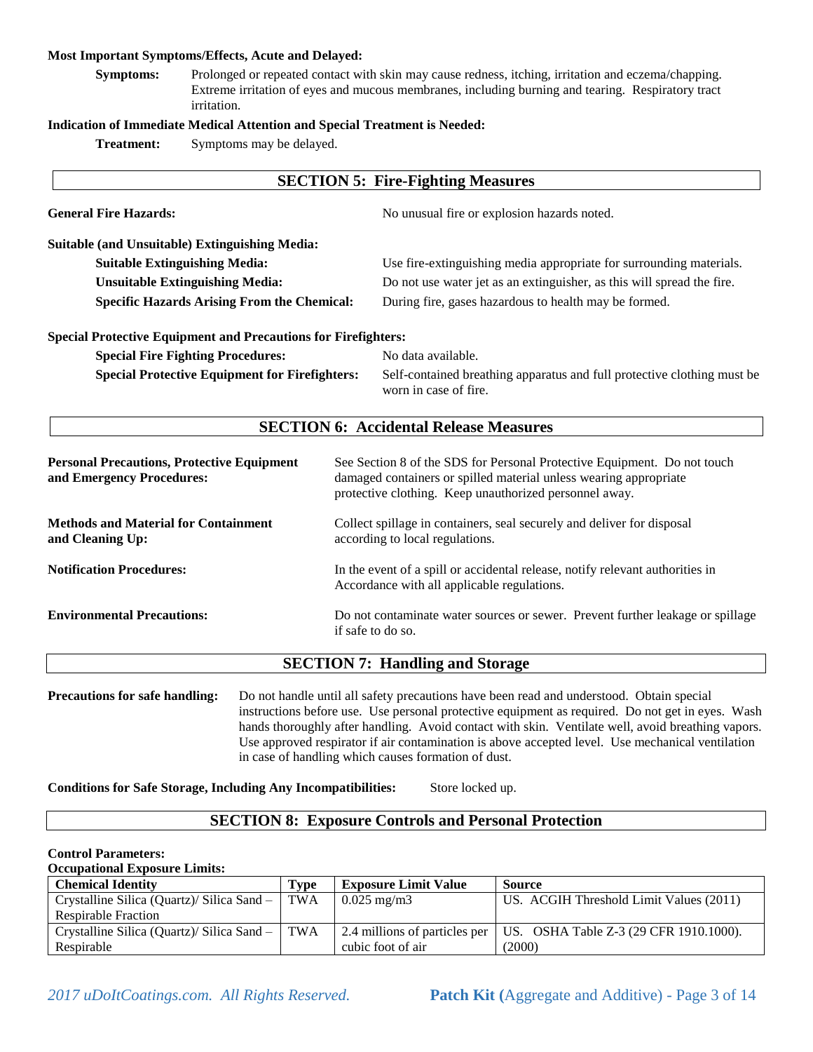**Most Important Symptoms/Effects, Acute and Delayed:**

**Symptoms:** Prolonged or repeated contact with skin may cause redness, itching, irritation and eczema/chapping. Extreme irritation of eyes and mucous membranes, including burning and tearing. Respiratory tract irritation.

**Indication of Immediate Medical Attention and Special Treatment is Needed:**

**Treatment:** Symptoms may be delayed.

## SECTION 5: Fire-Fighting Measures

**General Fire Hazards:** No unusual fire or explosion hazards noted.

**Suitable (and Unsuitable) Extinguishing Media:**

**Suitable Extinguishing Media:** Use fire-extinguishing media appropriate for surrounding materials.

**Unsuitable Extinguishing Media:** Do not use water jet as an extinguisher, as this will spread the fire.

**Specific Hazards Arising From the Chemical:** During fire, gases hazardous to health may be formed.

**Special Protective Equipment and Precautions for Firefighters:**

**Special Fire Fighting Procedures:** No data available.

**Special Protective Equipment for Firefighters:** Self-contained breathing apparatus and full protective clothing must be worn in case of fire.

## SECTION 6: Accidental Release Measures

**Personal Precautions, Protective Equipment and Emergency Procedures:** See Section 8 of the SDS for Personal Protective Equipment. Do not touch damaged containers or spilled material unless wearing appropriate protective clothing. Keep unauthorized personnel away.

**Methods and Material for Containment and Cleaning Up:** Collect spillage in containers, seal securely and deliver for disposal according to local regulations.

**Notification Procedures:** In the event of a spill or accidental release, notify relevant authorities in Accordance with all applicable regulations.

**Environmental Precautions:** Do not contaminate water sources or sewer. Prevent further leakage or spillage if safe to do so.

## SECTION 7: Handling and Storage

**Precautions for safe handling:** Do not handle until all safety precautions have been read and understood. Obtain special instructions before use. Use personal protective equipment as required. Do not get in eyes. Wash hands thoroughly after handling. Avoid contact with skin. Ventilate well, avoid breathing vapors. Use approved respirator if air contamination is above accepted level. Use mechanical ventilation in case of handling which causes formation of dust.

**Conditions for Safe Storage, Including Any Incompatibilities:** Store locked up.

## SECTION 8: Exposure Controls and Personal Protection

**Control Parameters:**

**Occupational Exposure Limits:**

| Chemical Identity | Type | Exposure Limit Value | Source |
|---|---|---|---|
| Crystalline Silica (Quartz)/ Silica Sand – Respirable Fraction | TWA | 0.025 mg/m3 | US. ACGIH Threshold Limit Values (2011) |
| Crystalline Silica (Quartz)/ Silica Sand – Respirable | TWA | 2.4 millions of particles per cubic foot of air | US. OSHA Table Z-3 (29 CFR 1910.1000). (2000) |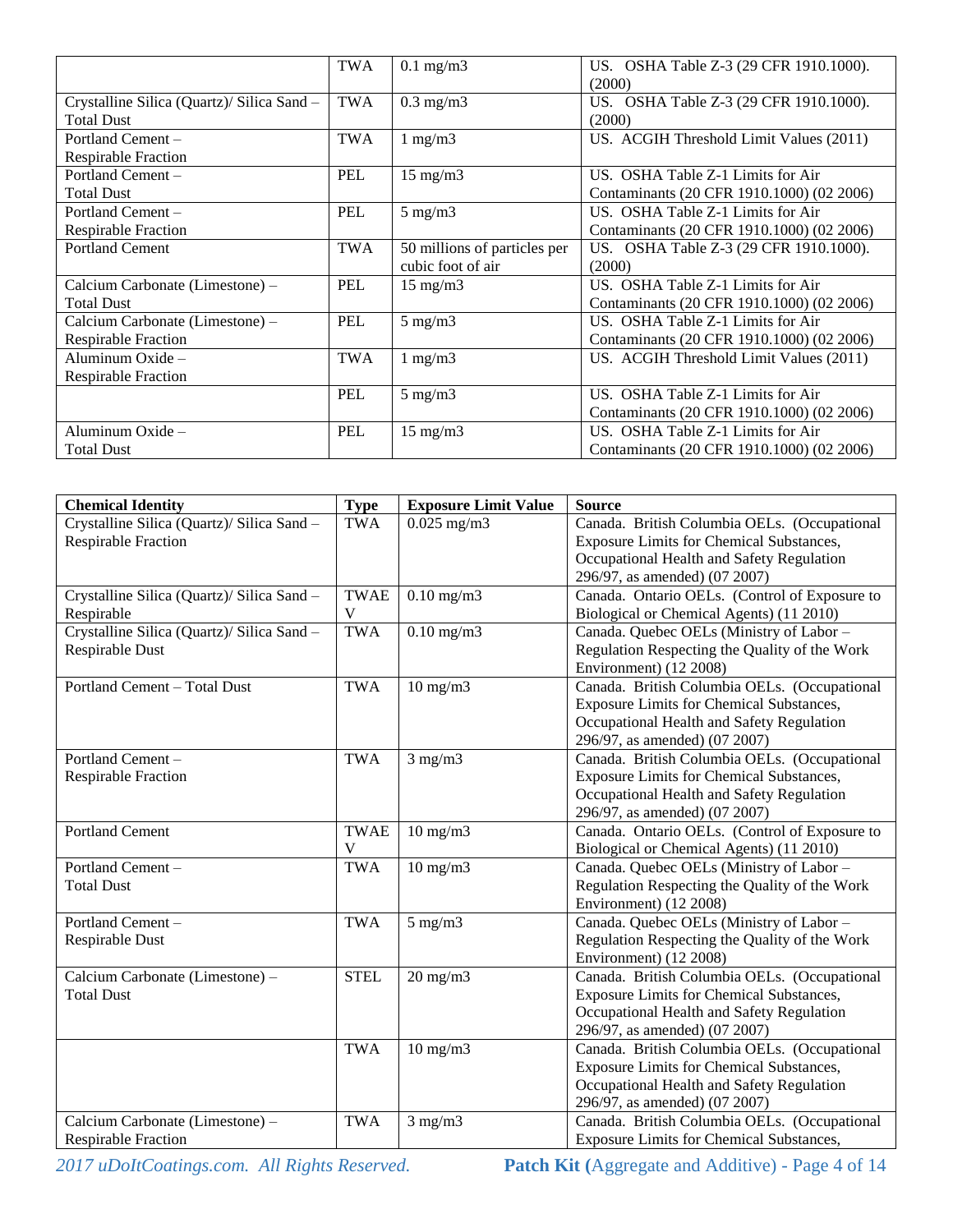| | | | |
|---|---|---|---|
| | TWA | 0.1 mg/m3 | US. OSHA Table Z-3 (29 CFR 1910.1000). (2000) |
| Crystalline Silica (Quartz)/ Silica Sand – Total Dust | TWA | 0.3 mg/m3 | US. OSHA Table Z-3 (29 CFR 1910.1000). (2000) |
| Portland Cement – Respirable Fraction | TWA | 1 mg/m3 | US. ACGIH Threshold Limit Values (2011) |
| Portland Cement – Total Dust | PEL | 15 mg/m3 | US. OSHA Table Z-1 Limits for Air Contaminants (20 CFR 1910.1000) (02 2006) |
| Portland Cement – Respirable Fraction | PEL | 5 mg/m3 | US. OSHA Table Z-1 Limits for Air Contaminants (20 CFR 1910.1000) (02 2006) |
| Portland Cement | TWA | 50 millions of particles per cubic foot of air | US. OSHA Table Z-3 (29 CFR 1910.1000). (2000) |
| Calcium Carbonate (Limestone) – Total Dust | PEL | 15 mg/m3 | US. OSHA Table Z-1 Limits for Air Contaminants (20 CFR 1910.1000) (02 2006) |
| Calcium Carbonate (Limestone) – Respirable Fraction | PEL | 5 mg/m3 | US. OSHA Table Z-1 Limits for Air Contaminants (20 CFR 1910.1000) (02 2006) |
| Aluminum Oxide – Respirable Fraction | TWA | 1 mg/m3 | US. ACGIH Threshold Limit Values (2011) |
| | PEL | 5 mg/m3 | US. OSHA Table Z-1 Limits for Air Contaminants (20 CFR 1910.1000) (02 2006) |
| Aluminum Oxide – Total Dust | PEL | 15 mg/m3 | US. OSHA Table Z-1 Limits for Air Contaminants (20 CFR 1910.1000) (02 2006) |

| Chemical Identity | Type | Exposure Limit Value | Source |
|---|---|---|---|
| Crystalline Silica (Quartz)/ Silica Sand – Respirable Fraction | TWA | 0.025 mg/m3 | Canada. British Columbia OELs. (Occupational Exposure Limits for Chemical Substances, Occupational Health and Safety Regulation 296/97, as amended) (07 2007) |
| Crystalline Silica (Quartz)/ Silica Sand – Respirable | TWAEV | 0.10 mg/m3 | Canada. Ontario OELs. (Control of Exposure to Biological or Chemical Agents) (11 2010) |
| Crystalline Silica (Quartz)/ Silica Sand – Respirable Dust | TWA | 0.10 mg/m3 | Canada. Quebec OELs (Ministry of Labor – Regulation Respecting the Quality of the Work Environment) (12 2008) |
| Portland Cement – Total Dust | TWA | 10 mg/m3 | Canada. British Columbia OELs. (Occupational Exposure Limits for Chemical Substances, Occupational Health and Safety Regulation 296/97, as amended) (07 2007) |
| Portland Cement – Respirable Fraction | TWA | 3 mg/m3 | Canada. British Columbia OELs. (Occupational Exposure Limits for Chemical Substances, Occupational Health and Safety Regulation 296/97, as amended) (07 2007) |
| Portland Cement | TWAEV | 10 mg/m3 | Canada. Ontario OELs. (Control of Exposure to Biological or Chemical Agents) (11 2010) |
| Portland Cement – Total Dust | TWA | 10 mg/m3 | Canada. Quebec OELs (Ministry of Labor – Regulation Respecting the Quality of the Work Environment) (12 2008) |
| Portland Cement – Respirable Dust | TWA | 5 mg/m3 | Canada. Quebec OELs (Ministry of Labor – Regulation Respecting the Quality of the Work Environment) (12 2008) |
| Calcium Carbonate (Limestone) – Total Dust | STEL | 20 mg/m3 | Canada. British Columbia OELs. (Occupational Exposure Limits for Chemical Substances, Occupational Health and Safety Regulation 296/97, as amended) (07 2007) |
| | TWA | 10 mg/m3 | Canada. British Columbia OELs. (Occupational Exposure Limits for Chemical Substances, Occupational Health and Safety Regulation 296/97, as amended) (07 2007) |
| Calcium Carbonate (Limestone) – Respirable Fraction | TWA | 3 mg/m3 | Canada. British Columbia OELs. (Occupational Exposure Limits for Chemical Substances, |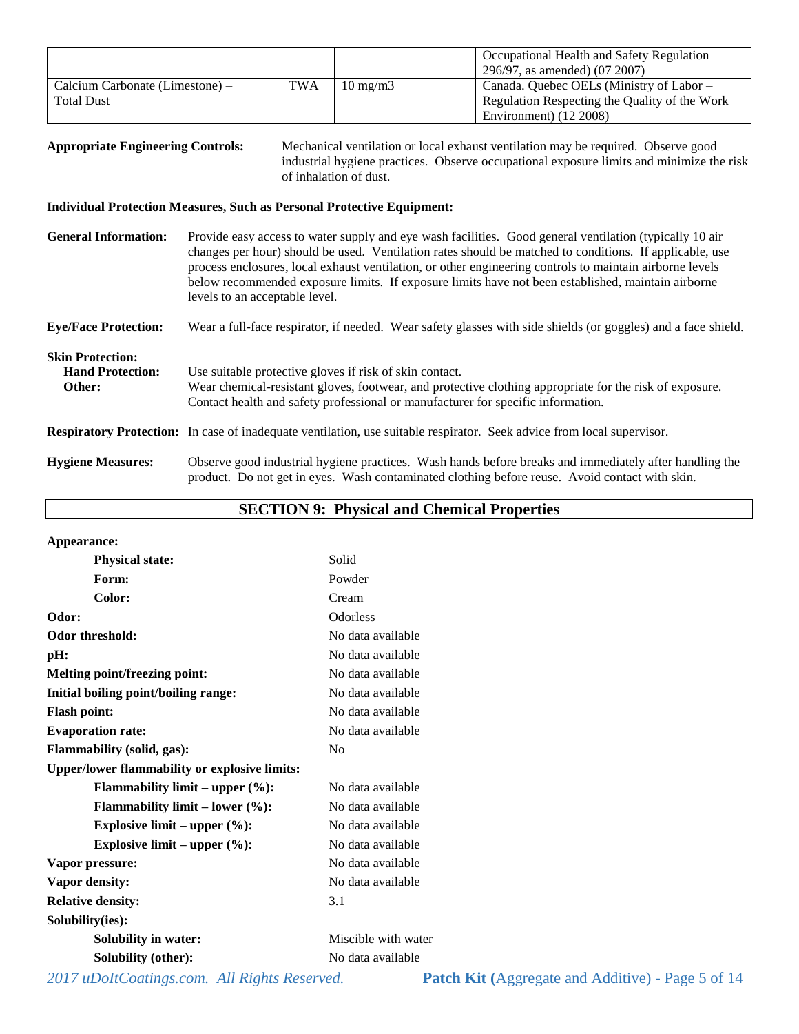| | | | |
|---|---|---|---|
| | | | Occupational Health and Safety Regulation 296/97, as amended) (07 2007) |
| Calcium Carbonate (Limestone) – Total Dust | TWA | 10 mg/m3 | Canada. Quebec OELs (Ministry of Labor – Regulation Respecting the Quality of the Work Environment) (12 2008) |

**Appropriate Engineering Controls:** Mechanical ventilation or local exhaust ventilation may be required. Observe good industrial hygiene practices. Observe occupational exposure limits and minimize the risk of inhalation of dust.

**Individual Protection Measures, Such as Personal Protective Equipment:**

**General Information:** Provide easy access to water supply and eye wash facilities. Good general ventilation (typically 10 air changes per hour) should be used. Ventilation rates should be matched to conditions. If applicable, use process enclosures, local exhaust ventilation, or other engineering controls to maintain airborne levels below recommended exposure limits. If exposure limits have not been established, maintain airborne levels to an acceptable level.

**Eye/Face Protection:** Wear a full-face respirator, if needed. Wear safety glasses with side shields (or goggles) and a face shield.

**Skin Protection:**

**Hand Protection:** Use suitable protective gloves if risk of skin contact.

**Other:** Wear chemical-resistant gloves, footwear, and protective clothing appropriate for the risk of exposure. Contact health and safety professional or manufacturer for specific information.

**Respiratory Protection:** In case of inadequate ventilation, use suitable respirator. Seek advice from local supervisor.

**Hygiene Measures:** Observe good industrial hygiene practices. Wash hands before breaks and immediately after handling the product. Do not get in eyes. Wash contaminated clothing before reuse. Avoid contact with skin.

## SECTION 9: Physical and Chemical Properties

**Appearance:**

- **Physical state:** Solid
- **Form:** Powder
- **Color:** Cream

**Odor:** Odorless

**Odor threshold:** No data available

**pH:** No data available

**Melting point/freezing point:** No data available

**Initial boiling point/boiling range:** No data available

**Flash point:** No data available

**Evaporation rate:** No data available

**Flammability (solid, gas):** No

**Upper/lower flammability or explosive limits:**

- **Flammability limit – upper (%):** No data available
- **Flammability limit – lower (%):** No data available
- **Explosive limit – upper (%):** No data available
- **Explosive limit – upper (%):** No data available

**Vapor pressure:** No data available

**Vapor density:** No data available

**Relative density:** 3.1

**Solubility(ies):**

- **Solubility in water:** Miscible with water
- **Solubility (other):** No data available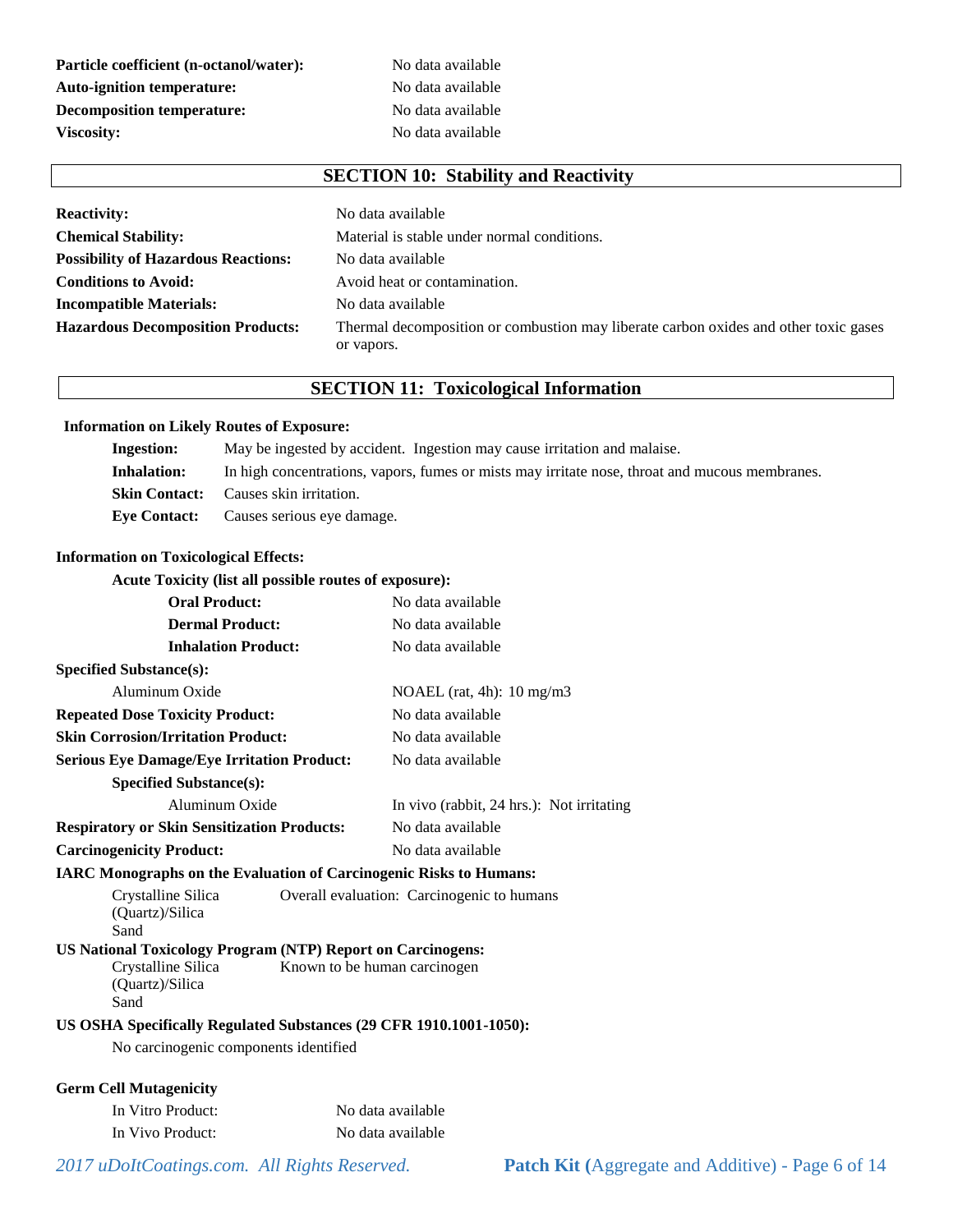| | |
|---|---|
| **Particle coefficient (n-octanol/water):** | No data available |
| **Auto-ignition temperature:** | No data available |
| **Decomposition temperature:** | No data available |
| **Viscosity:** | No data available |

## SECTION 10: Stability and Reactivity

| | |
|---|---|
| **Reactivity:** | No data available |
| **Chemical Stability:** | Material is stable under normal conditions. |
| **Possibility of Hazardous Reactions:** | No data available |
| **Conditions to Avoid:** | Avoid heat or contamination. |
| **Incompatible Materials:** | No data available |
| **Hazardous Decomposition Products:** | Thermal decomposition or combustion may liberate carbon oxides and other toxic gases or vapors. |

## SECTION 11: Toxicological Information

**Information on Likely Routes of Exposure:**

| | |
|---|---|
| **Ingestion:** | May be ingested by accident. Ingestion may cause irritation and malaise. |
| **Inhalation:** | In high concentrations, vapors, fumes or mists may irritate nose, throat and mucous membranes. |
| **Skin Contact:** | Causes skin irritation. |
| **Eye Contact:** | Causes serious eye damage. |

**Information on Toxicological Effects:**

**Acute Toxicity (list all possible routes of exposure):**

| | |
|---|---|
| **Oral Product:** | No data available |
| **Dermal Product:** | No data available |
| **Inhalation Product:** | No data available |
| **Specified Substance(s):** | |
| Aluminum Oxide | NOAEL (rat, 4h): 10 mg/m3 |
| **Repeated Dose Toxicity Product:** | No data available |
| **Skin Corrosion/Irritation Product:** | No data available |
| **Serious Eye Damage/Eye Irritation Product:** | No data available |
| **Specified Substance(s):** | |
| Aluminum Oxide | In vivo (rabbit, 24 hrs.): Not irritating |
| **Respiratory or Skin Sensitization Products:** | No data available |
| **Carcinogenicity Product:** | No data available |

**IARC Monographs on the Evaluation of Carcinogenic Risks to Humans:**

| | |
|---|---|
| Crystalline Silica (Quartz)/Silica Sand | Overall evaluation: Carcinogenic to humans |

**US National Toxicology Program (NTP) Report on Carcinogens:**

| | |
|---|---|
| Crystalline Silica (Quartz)/Silica Sand | Known to be human carcinogen |

**US OSHA Specifically Regulated Substances (29 CFR 1910.1001-1050):**

No carcinogenic components identified

**Germ Cell Mutagenicity**

| | |
|---|---|
| In Vitro Product: | No data available |
| In Vivo Product: | No data available |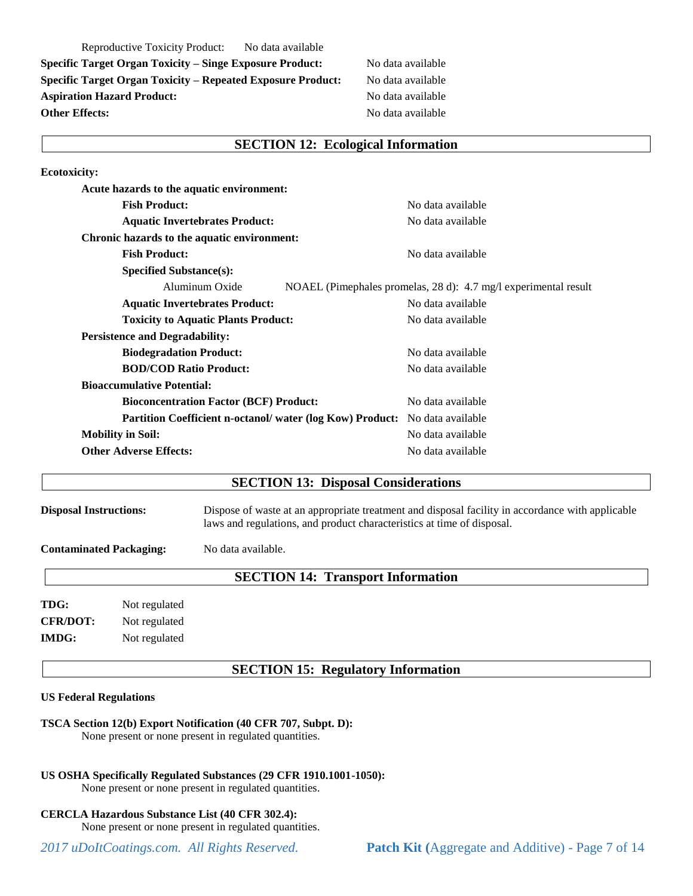Reproductive Toxicity Product: No data available

**Specific Target Organ Toxicity – Singe Exposure Product:** No data available

**Specific Target Organ Toxicity – Repeated Exposure Product:** No data available

**Aspiration Hazard Product:** No data available

**Other Effects:** No data available

## SECTION 12: Ecological Information

**Ecotoxicity:**

**Acute hazards to the aquatic environment:**

**Fish Product:** No data available

**Aquatic Invertebrates Product:** No data available

**Chronic hazards to the aquatic environment:**

**Fish Product:** No data available

**Specified Substance(s):**

Aluminum Oxide NOAEL (Pimephales promelas, 28 d): 4.7 mg/l experimental result

**Aquatic Invertebrates Product:** No data available

**Toxicity to Aquatic Plants Product:** No data available

**Persistence and Degradability:**

**Biodegradation Product:** No data available

**BOD/COD Ratio Product:** No data available

**Bioaccumulative Potential:**

**Bioconcentration Factor (BCF) Product:** No data available

**Partition Coefficient n-octanol/ water (log Kow) Product:** No data available

**Mobility in Soil:** No data available

**Other Adverse Effects:** No data available

## SECTION 13: Disposal Considerations

**Disposal Instructions:** Dispose of waste at an appropriate treatment and disposal facility in accordance with applicable laws and regulations, and product characteristics at time of disposal.

**Contaminated Packaging:** No data available.

## SECTION 14: Transport Information

**TDG:** Not regulated

**CFR/DOT:** Not regulated

**IMDG:** Not regulated

## SECTION 15: Regulatory Information

**US Federal Regulations**

**TSCA Section 12(b) Export Notification (40 CFR 707, Subpt. D):**
None present or none present in regulated quantities.

**US OSHA Specifically Regulated Substances (29 CFR 1910.1001-1050):**
None present or none present in regulated quantities.

**CERCLA Hazardous Substance List (40 CFR 302.4):**
None present or none present in regulated quantities.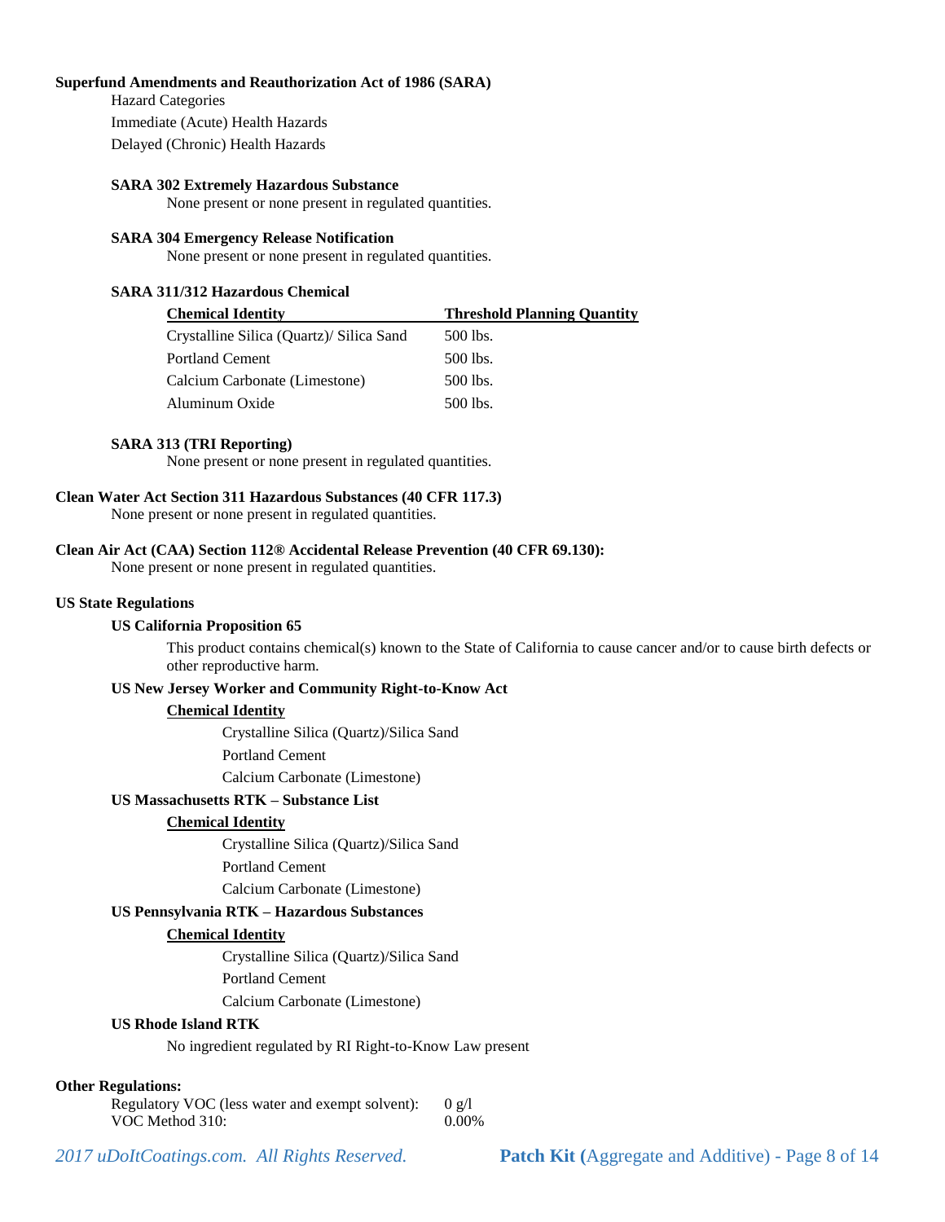**Superfund Amendments and Reauthorization Act of 1986 (SARA)**

Hazard Categories

Immediate (Acute) Health Hazards

Delayed (Chronic) Health Hazards

**SARA 302 Extremely Hazardous Substance**

None present or none present in regulated quantities.

**SARA 304 Emergency Release Notification**

None present or none present in regulated quantities.

**SARA 311/312 Hazardous Chemical**

| Chemical Identity | Threshold Planning Quantity |
|---|---|
| Crystalline Silica (Quartz)/ Silica Sand | 500 lbs. |
| Portland Cement | 500 lbs. |
| Calcium Carbonate (Limestone) | 500 lbs. |
| Aluminum Oxide | 500 lbs. |

**SARA 313 (TRI Reporting)**

None present or none present in regulated quantities.

**Clean Water Act Section 311 Hazardous Substances (40 CFR 117.3)**

None present or none present in regulated quantities.

**Clean Air Act (CAA) Section 112® Accidental Release Prevention (40 CFR 69.130):**

None present or none present in regulated quantities.

**US State Regulations**

**US California Proposition 65**

This product contains chemical(s) known to the State of California to cause cancer and/or to cause birth defects or other reproductive harm.

**US New Jersey Worker and Community Right-to-Know Act**

**Chemical Identity**

- Crystalline Silica (Quartz)/Silica Sand
- Portland Cement
- Calcium Carbonate (Limestone)

**US Massachusetts RTK – Substance List**

**Chemical Identity**

- Crystalline Silica (Quartz)/Silica Sand
- Portland Cement
- Calcium Carbonate (Limestone)

**US Pennsylvania RTK – Hazardous Substances**

**Chemical Identity**

- Crystalline Silica (Quartz)/Silica Sand
- Portland Cement
- Calcium Carbonate (Limestone)

**US Rhode Island RTK**

No ingredient regulated by RI Right-to-Know Law present

**Other Regulations:**

Regulatory VOC (less water and exempt solvent): 0 g/l

VOC Method 310: 0.00%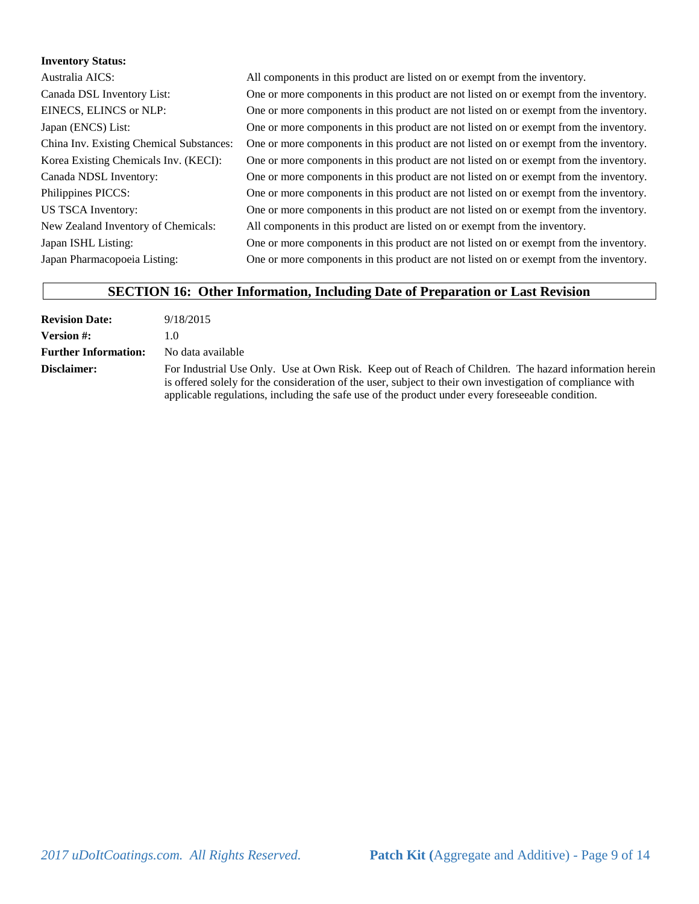**Inventory Status:**

| | |
|---|---|
| Australia AICS: | All components in this product are listed on or exempt from the inventory. |
| Canada DSL Inventory List: | One or more components in this product are not listed on or exempt from the inventory. |
| EINECS, ELINCS or NLP: | One or more components in this product are not listed on or exempt from the inventory. |
| Japan (ENCS) List: | One or more components in this product are not listed on or exempt from the inventory. |
| China Inv. Existing Chemical Substances: | One or more components in this product are not listed on or exempt from the inventory. |
| Korea Existing Chemicals Inv. (KECI): | One or more components in this product are not listed on or exempt from the inventory. |
| Canada NDSL Inventory: | One or more components in this product are not listed on or exempt from the inventory. |
| Philippines PICCS: | One or more components in this product are not listed on or exempt from the inventory. |
| US TSCA Inventory: | One or more components in this product are not listed on or exempt from the inventory. |
| New Zealand Inventory of Chemicals: | All components in this product are listed on or exempt from the inventory. |
| Japan ISHL Listing: | One or more components in this product are not listed on or exempt from the inventory. |
| Japan Pharmacopoeia Listing: | One or more components in this product are not listed on or exempt from the inventory. |

## SECTION 16: Other Information, Including Date of Preparation or Last Revision

**Revision Date:** 9/18/2015

**Version #:** 1.0

**Further Information:** No data available

**Disclaimer:** For Industrial Use Only. Use at Own Risk. Keep out of Reach of Children. The hazard information herein is offered solely for the consideration of the user, subject to their own investigation of compliance with applicable regulations, including the safe use of the product under every foreseeable condition.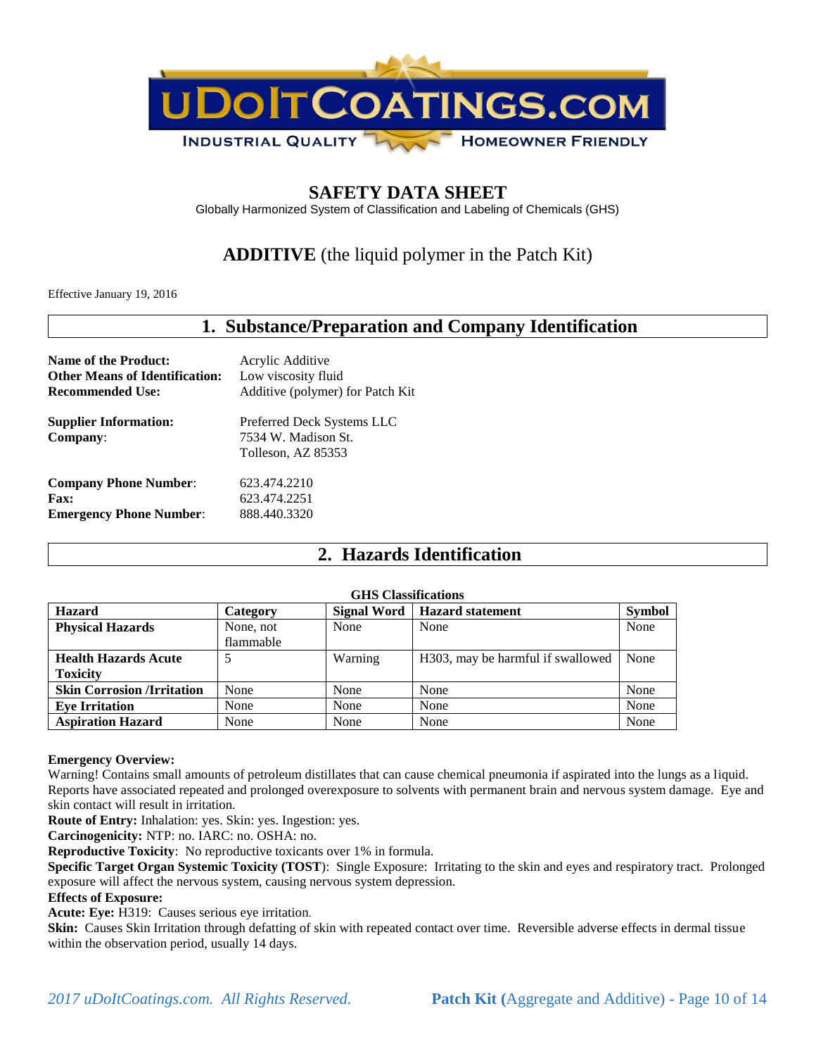uDoItCoatings.com
INDUSTRIAL QUALITY HOMEOWNER FRIENDLY

# SAFETY DATA SHEET

Globally Harmonized System of Classification and Labeling of Chemicals (GHS)

## **ADDITIVE** (the liquid polymer in the Patch Kit)

Effective January 19, 2016

## 1. Substance/Preparation and Company Identification

**Name of the Product:** Acrylic Additive
**Other Means of Identification:** Low viscosity fluid
**Recommended Use:** Additive (polymer) for Patch Kit

**Supplier Information:** Preferred Deck Systems LLC
**Company**: 7534 W. Madison St.
Tolleson, AZ 85353

**Company Phone Number**: 623.474.2210
**Fax:** 623.474.2251
**Emergency Phone Number**: 888.440.3320

## 2. Hazards Identification

**GHS Classifications**

| Hazard | Category | Signal Word | Hazard statement | Symbol |
|---|---|---|---|---|
| **Physical Hazards** | None, not flammable | None | None | None |
| **Health Hazards Acute Toxicity** | 5 | Warning | H303, may be harmful if swallowed | None |
| **Skin Corrosion /Irritation** | None | None | None | None |
| **Eye Irritation** | None | None | None | None |
| **Aspiration Hazard** | None | None | None | None |

**Emergency Overview:**
Warning! Contains small amounts of petroleum distillates that can cause chemical pneumonia if aspirated into the lungs as a liquid. Reports have associated repeated and prolonged overexposure to solvents with permanent brain and nervous system damage. Eye and skin contact will result in irritation.
**Route of Entry:** Inhalation: yes. Skin: yes. Ingestion: yes.
**Carcinogenicity:** NTP: no. IARC: no. OSHA: no.
**Reproductive Toxicity**: No reproductive toxicants over 1% in formula.
**Specific Target Organ Systemic Toxicity (TOST**): Single Exposure: Irritating to the skin and eyes and respiratory tract. Prolonged exposure will affect the nervous system, causing nervous system depression.
**Effects of Exposure:**
**Acute: Eye:** H319: Causes serious eye irritation.
**Skin:** Causes Skin Irritation through defatting of skin with repeated contact over time. Reversible adverse effects in dermal tissue within the observation period, usually 14 days.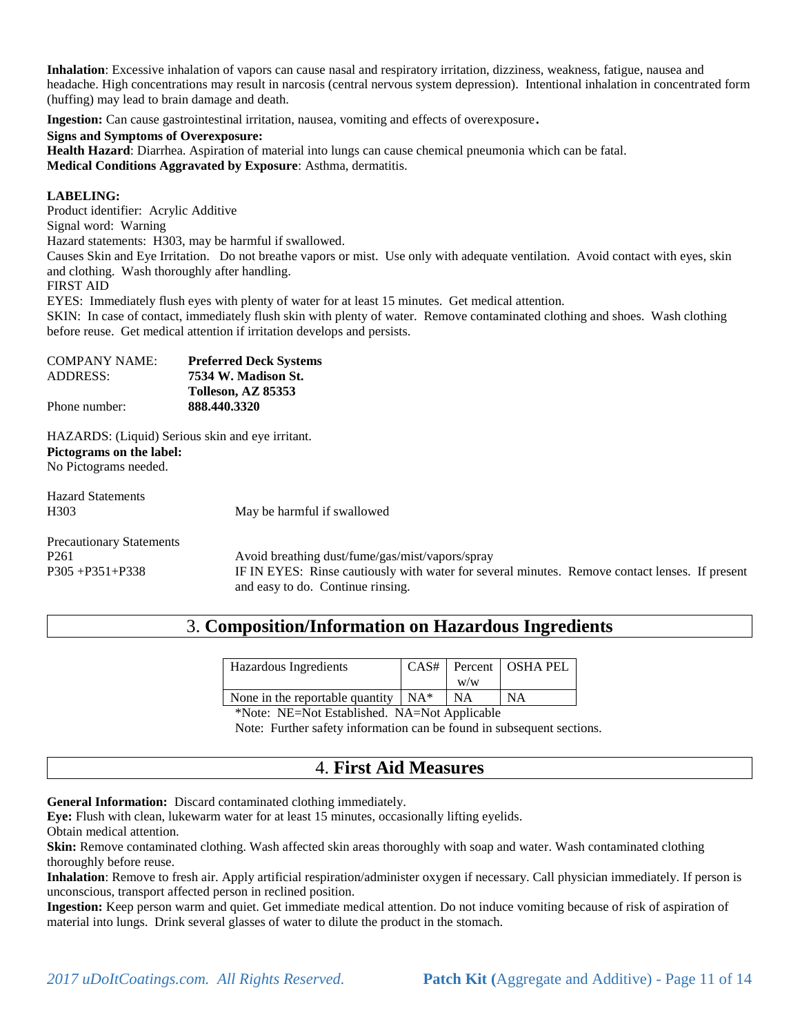**Inhalation**: Excessive inhalation of vapors can cause nasal and respiratory irritation, dizziness, weakness, fatigue, nausea and headache. High concentrations may result in narcosis (central nervous system depression). Intentional inhalation in concentrated form (huffing) may lead to brain damage and death.

**Ingestion:** Can cause gastrointestinal irritation, nausea, vomiting and effects of overexposure.

**Signs and Symptoms of Overexposure:**

**Health Hazard**: Diarrhea. Aspiration of material into lungs can cause chemical pneumonia which can be fatal.

**Medical Conditions Aggravated by Exposure**: Asthma, dermatitis.

**LABELING:**

Product identifier: Acrylic Additive

Signal word: Warning

Hazard statements: H303, may be harmful if swallowed.

Causes Skin and Eye Irritation. Do not breathe vapors or mist. Use only with adequate ventilation. Avoid contact with eyes, skin and clothing. Wash thoroughly after handling.

FIRST AID

EYES: Immediately flush eyes with plenty of water for at least 15 minutes. Get medical attention.

SKIN: In case of contact, immediately flush skin with plenty of water. Remove contaminated clothing and shoes. Wash clothing before reuse. Get medical attention if irritation develops and persists.

COMPANY NAME: **Preferred Deck Systems**

ADDRESS: **7534 W. Madison St.**
**Tolleson, AZ 85353**

Phone number: **888.440.3320**

HAZARDS: (Liquid) Serious skin and eye irritant.

**Pictograms on the label:**

No Pictograms needed.

Hazard Statements

H303 May be harmful if swallowed

Precautionary Statements

P261 Avoid breathing dust/fume/gas/mist/vapors/spray

P305 +P351+P338 IF IN EYES: Rinse cautiously with water for several minutes. Remove contact lenses. If present and easy to do. Continue rinsing.

## 3. Composition/Information on Hazardous Ingredients

| Hazardous Ingredients | CAS# | Percent w/w | OSHA PEL |
|---|---|---|---|
| None in the reportable quantity | NA* | NA | NA |

*Note: NE=Not Established. NA=Not Applicable

Note: Further safety information can be found in subsequent sections.

## 4. First Aid Measures

**General Information:** Discard contaminated clothing immediately.

**Eye:** Flush with clean, lukewarm water for at least 15 minutes, occasionally lifting eyelids.
Obtain medical attention.

**Skin:** Remove contaminated clothing. Wash affected skin areas thoroughly with soap and water. Wash contaminated clothing thoroughly before reuse.

**Inhalation**: Remove to fresh air. Apply artificial respiration/administer oxygen if necessary. Call physician immediately. If person is unconscious, transport affected person in reclined position.

**Ingestion:** Keep person warm and quiet. Get immediate medical attention. Do not induce vomiting because of risk of aspiration of material into lungs. Drink several glasses of water to dilute the product in the stomach.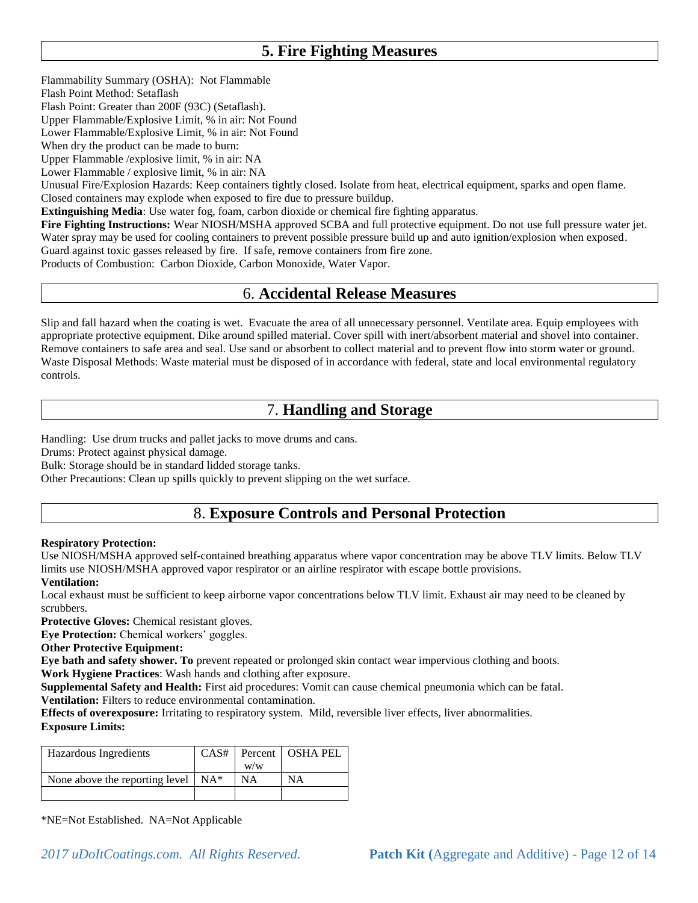## 5. Fire Fighting Measures

Flammability Summary (OSHA): Not Flammable
Flash Point Method: Setaflash
Flash Point: Greater than 200F (93C) (Setaflash).
Upper Flammable/Explosive Limit, % in air: Not Found
Lower Flammable/Explosive Limit, % in air: Not Found
When dry the product can be made to burn:
Upper Flammable /explosive limit, % in air: NA
Lower Flammable / explosive limit, % in air: NA
Unusual Fire/Explosion Hazards: Keep containers tightly closed. Isolate from heat, electrical equipment, sparks and open flame. Closed containers may explode when exposed to fire due to pressure buildup.
**Extinguishing Media**: Use water fog, foam, carbon dioxide or chemical fire fighting apparatus.
**Fire Fighting Instructions:** Wear NIOSH/MSHA approved SCBA and full protective equipment. Do not use full pressure water jet. Water spray may be used for cooling containers to prevent possible pressure build up and auto ignition/explosion when exposed. Guard against toxic gasses released by fire. If safe, remove containers from fire zone.
Products of Combustion: Carbon Dioxide, Carbon Monoxide, Water Vapor.

## 6. Accidental Release Measures

Slip and fall hazard when the coating is wet. Evacuate the area of all unnecessary personnel. Ventilate area. Equip employees with appropriate protective equipment. Dike around spilled material. Cover spill with inert/absorbent material and shovel into container. Remove containers to safe area and seal. Use sand or absorbent to collect material and to prevent flow into storm water or ground. Waste Disposal Methods: Waste material must be disposed of in accordance with federal, state and local environmental regulatory controls.

## 7. Handling and Storage

Handling: Use drum trucks and pallet jacks to move drums and cans.
Drums: Protect against physical damage.
Bulk: Storage should be in standard lidded storage tanks.
Other Precautions: Clean up spills quickly to prevent slipping on the wet surface.

## 8. Exposure Controls and Personal Protection

**Respiratory Protection:**
Use NIOSH/MSHA approved self-contained breathing apparatus where vapor concentration may be above TLV limits. Below TLV limits use NIOSH/MSHA approved vapor respirator or an airline respirator with escape bottle provisions.
**Ventilation:**
Local exhaust must be sufficient to keep airborne vapor concentrations below TLV limit. Exhaust air may need to be cleaned by scrubbers.
**Protective Gloves:** Chemical resistant gloves.
**Eye Protection:** Chemical workers' goggles.
**Other Protective Equipment:**
**Eye bath and safety shower. To** prevent repeated or prolonged skin contact wear impervious clothing and boots.
**Work Hygiene Practices**: Wash hands and clothing after exposure.
**Supplemental Safety and Health:** First aid procedures: Vomit can cause chemical pneumonia which can be fatal.
**Ventilation:** Filters to reduce environmental contamination.
**Effects of overexposure:** Irritating to respiratory system. Mild, reversible liver effects, liver abnormalities.
**Exposure Limits:**

| Hazardous Ingredients | CAS# | Percent w/w | OSHA PEL |
| --- | --- | --- | --- |
| None above the reporting level | NA* | NA | NA |
| | | | |

*NE=Not Established. NA=Not Applicable

*2017 uDoItCoatings.com. All Rights Reserved.* **Patch Kit (**Aggregate and Additive)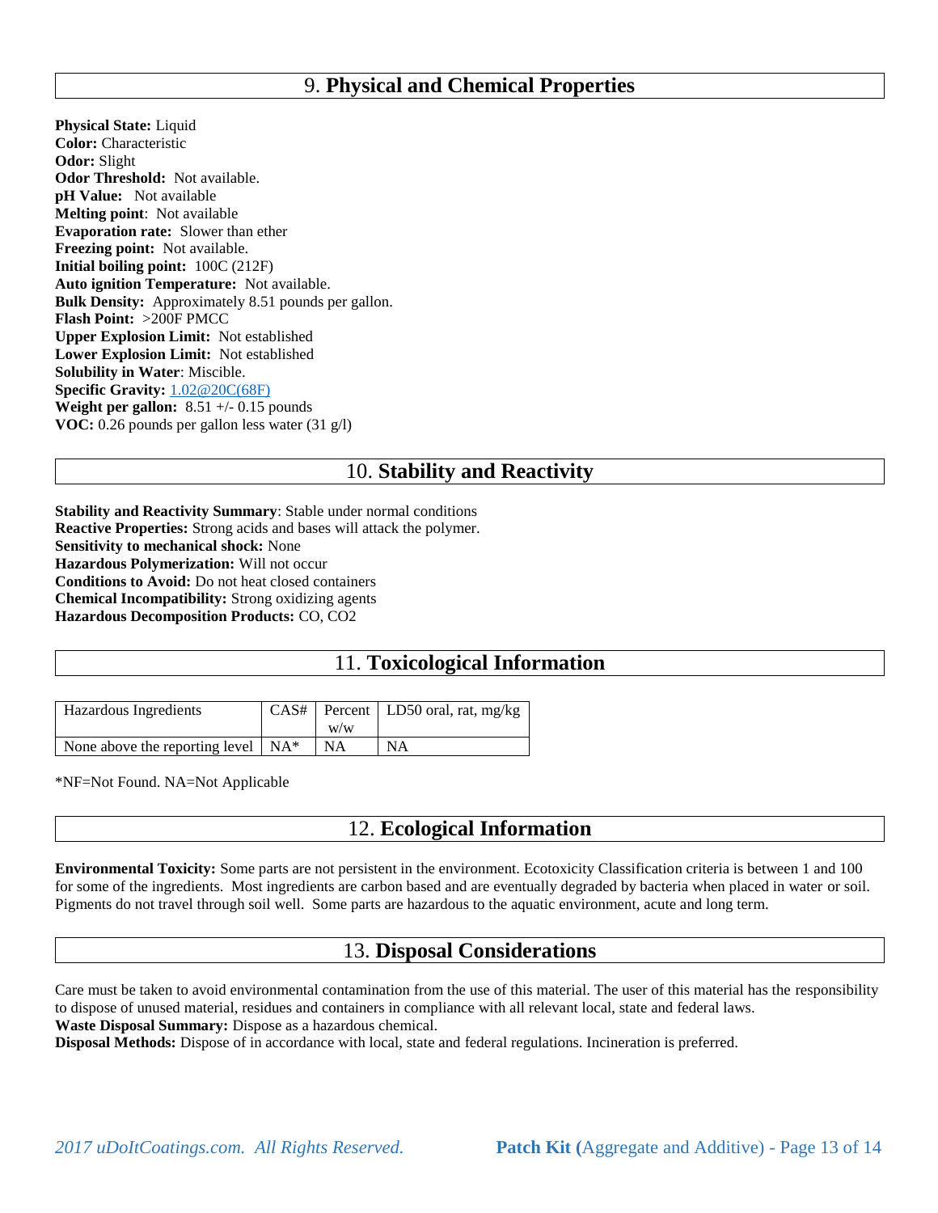## 9. **Physical and Chemical Properties**

**Physical State:** Liquid
**Color:** Characteristic
**Odor:** Slight
**Odor Threshold:** Not available.
**pH Value:** Not available
**Melting point**: Not available
**Evaporation rate:** Slower than ether
**Freezing point:** Not available.
**Initial boiling point:** 100C (212F)
**Auto ignition Temperature:** Not available.
**Bulk Density:** Approximately 8.51 pounds per gallon.
**Flash Point:** >200F PMCC
**Upper Explosion Limit:** Not established
**Lower Explosion Limit:** Not established
**Solubility in Water**: Miscible.
**Specific Gravity:** 1.02@20C(68F)
**Weight per gallon:** 8.51 +/- 0.15 pounds
**VOC:** 0.26 pounds per gallon less water (31 g/l)

## 10. **Stability and Reactivity**

**Stability and Reactivity Summary**: Stable under normal conditions
**Reactive Properties:** Strong acids and bases will attack the polymer.
**Sensitivity to mechanical shock:** None
**Hazardous Polymerization:** Will not occur
**Conditions to Avoid:** Do not heat closed containers
**Chemical Incompatibility:** Strong oxidizing agents
**Hazardous Decomposition Products:** CO, $CO_2$

## 11. **Toxicological Information**

| Hazardous Ingredients | CAS# | Percent w/w | LD50 oral, rat, mg/kg |
|---|---|---|---|
| None above the reporting level | NA* | NA | NA |

*NF=Not Found. NA=Not Applicable

## 12. **Ecological Information**

**Environmental Toxicity:** Some parts are not persistent in the environment. Ecotoxicity Classification criteria is between 1 and 100 for some of the ingredients. Most ingredients are carbon based and are eventually degraded by bacteria when placed in water or soil. Pigments do not travel through soil well. Some parts are hazardous to the aquatic environment, acute and long term.

## 13. **Disposal Considerations**

Care must be taken to avoid environmental contamination from the use of this material. The user of this material has the responsibility to dispose of unused material, residues and containers in compliance with all relevant local, state and federal laws.
**Waste Disposal Summary:** Dispose as a hazardous chemical.
**Disposal Methods:** Dispose of in accordance with local, state and federal regulations. Incineration is preferred.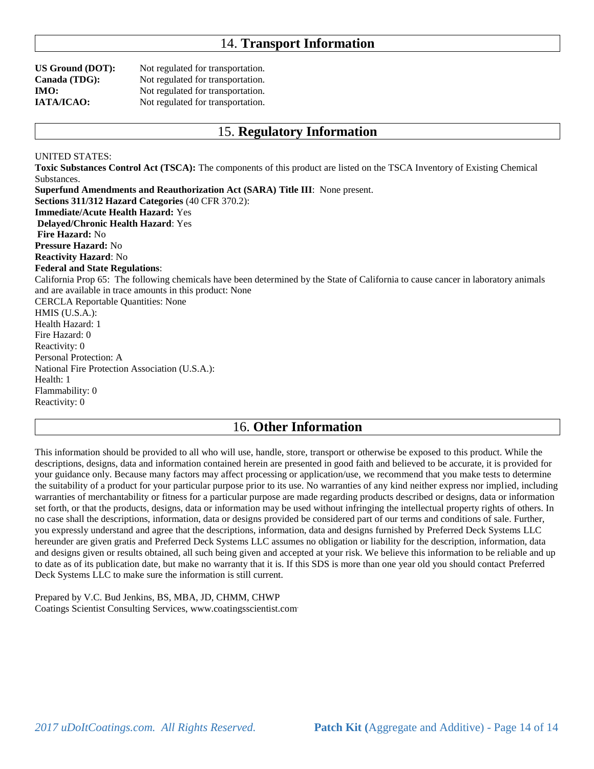## 14. **Transport Information**

**US Ground (DOT):** Not regulated for transportation.
**Canada (TDG):** Not regulated for transportation.
**IMO:** Not regulated for transportation.
**IATA/ICAO:** Not regulated for transportation.

## 15. **Regulatory Information**

UNITED STATES:
**Toxic Substances Control Act (TSCA):** The components of this product are listed on the TSCA Inventory of Existing Chemical Substances.
**Superfund Amendments and Reauthorization Act (SARA) Title III**: None present.
**Sections 311/312 Hazard Categories** (40 CFR 370.2):
**Immediate/Acute Health Hazard:** Yes
**Delayed/Chronic Health Hazard**: Yes
**Fire Hazard:** No
**Pressure Hazard:** No
**Reactivity Hazard**: No
**Federal and State Regulations**:
California Prop 65: The following chemicals have been determined by the State of California to cause cancer in laboratory animals and are available in trace amounts in this product: None
CERCLA Reportable Quantities: None
HMIS (U.S.A.):
Health Hazard: 1
Fire Hazard: 0
Reactivity: 0
Personal Protection: A
National Fire Protection Association (U.S.A.):
Health: 1
Flammability: 0
Reactivity: 0

## 16. **Other Information**

This information should be provided to all who will use, handle, store, transport or otherwise be exposed to this product. While the descriptions, designs, data and information contained herein are presented in good faith and believed to be accurate, it is provided for your guidance only. Because many factors may affect processing or application/use, we recommend that you make tests to determine the suitability of a product for your particular purpose prior to its use. No warranties of any kind neither express nor implied, including warranties of merchantability or fitness for a particular purpose are made regarding products described or designs, data or information set forth, or that the products, designs, data or information may be used without infringing the intellectual property rights of others. In no case shall the descriptions, information, data or designs provided be considered part of our terms and conditions of sale. Further, you expressly understand and agree that the descriptions, information, data and designs furnished by Preferred Deck Systems LLC hereunder are given gratis and Preferred Deck Systems LLC assumes no obligation or liability for the description, information, data and designs given or results obtained, all such being given and accepted at your risk. We believe this information to be reliable and up to date as of its publication date, but make no warranty that it is. If this SDS is more than one year old you should contact Preferred Deck Systems LLC to make sure the information is still current.

Prepared by V.C. Bud Jenkins, BS, MBA, JD, CHMM, CHWP
Coatings Scientist Consulting Services, www.coatingsscientist.com